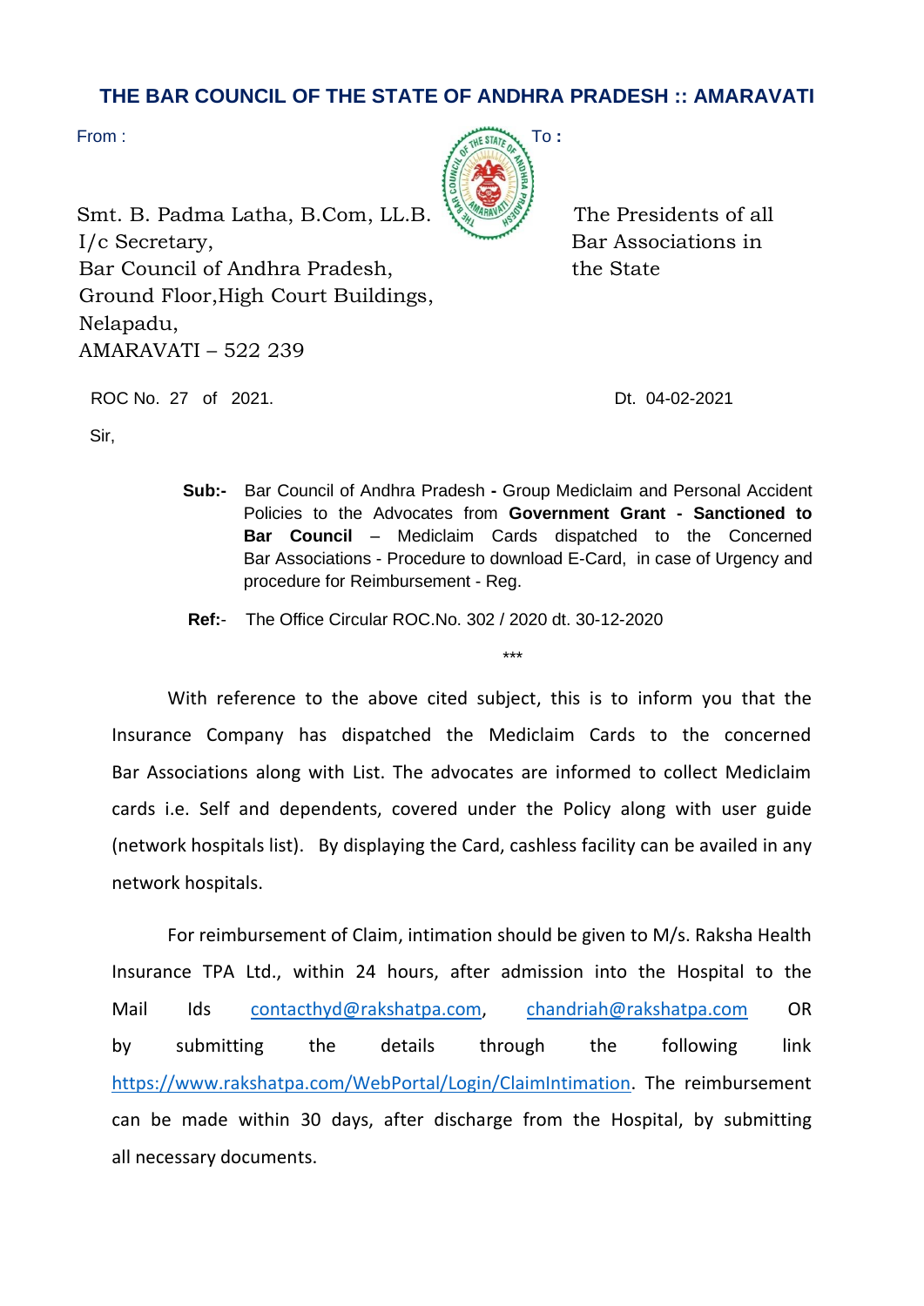# THE BAR COUNCIL OF THE STATE OF ANDHRA PRADESH :: AMARAVATI

From :

Smt. B. Padma Latha, B.Com, LL.B.
I/c Secretary,
Bar Council of Andhra Pradesh,
Ground Floor,High Court Buildings,
Nelapadu,
AMARAVATI – 522 239

To :

The Presidents of all
Bar Associations in
the State

ROC No. 27 of 2021.

Dt. 04-02-2021

Sir,

**Sub:-** Bar Council of Andhra Pradesh **-** Group Mediclaim and Personal Accident Policies to the Advocates from **Government Grant - Sanctioned to Bar Council** – Mediclaim Cards dispatched to the Concerned Bar Associations - Procedure to download E-Card, in case of Urgency and procedure for Reimbursement - Reg.

**Ref:-** The Office Circular ROC.No. 302 / 2020 dt. 30-12-2020

\*\*\*

With reference to the above cited subject, this is to inform you that the Insurance Company has dispatched the Mediclaim Cards to the concerned Bar Associations along with List. The advocates are informed to collect Mediclaim cards i.e. Self and dependents, covered under the Policy along with user guide (network hospitals list). By displaying the Card, cashless facility can be availed in any network hospitals.

For reimbursement of Claim, intimation should be given to M/s. Raksha Health Insurance TPA Ltd., within 24 hours, after admission into the Hospital to the Mail Ids contacthyd@rakshatpa.com, chandriah@rakshatpa.com OR by submitting the details through the following link https://www.rakshatpa.com/WebPortal/Login/ClaimIntimation. The reimbursement can be made within 30 days, after discharge from the Hospital, by submitting all necessary documents.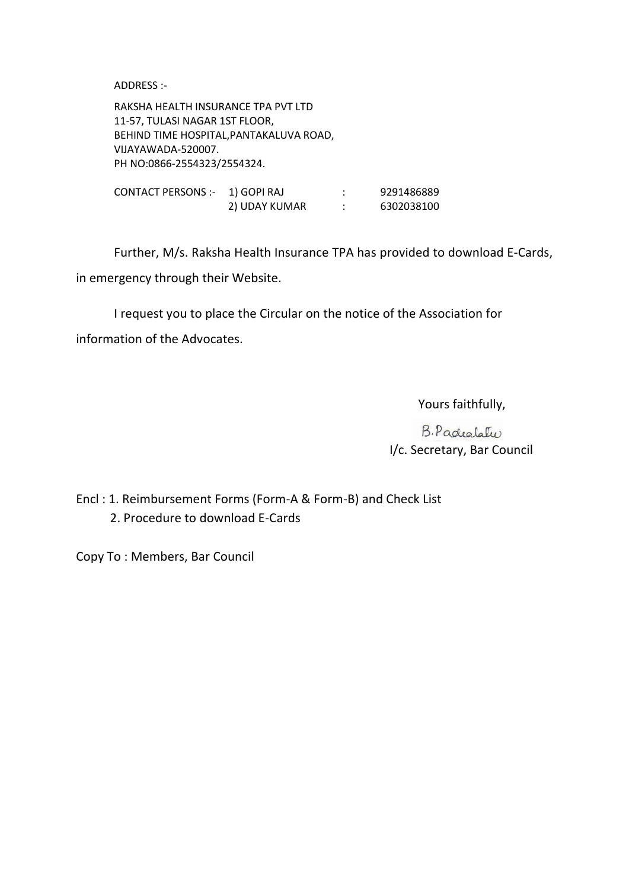ADDRESS :-

RAKSHA HEALTH INSURANCE TPA PVT LTD
11-57, TULASI NAGAR 1ST FLOOR,
BEHIND TIME HOSPITAL,PANTAKALUVA ROAD,
VIJAYAWADA-520007.
PH NO:0866-2554323/2554324.

| | | | |
|---|---|---|---|
| CONTACT PERSONS :- | 1) GOPI RAJ | : | 9291486889 |
| | 2) UDAY KUMAR | : | 6302038100 |

Further, M/s. Raksha Health Insurance TPA has provided to download E-Cards, in emergency through their Website.

I request you to place the Circular on the notice of the Association for information of the Advocates.

Yours faithfully,

B.Padmalatha

I/c. Secretary, Bar Council

Encl : 1. Reimbursement Forms (Form-A & Form-B) and Check List
2. Procedure to download E-Cards

Copy To : Members, Bar Council